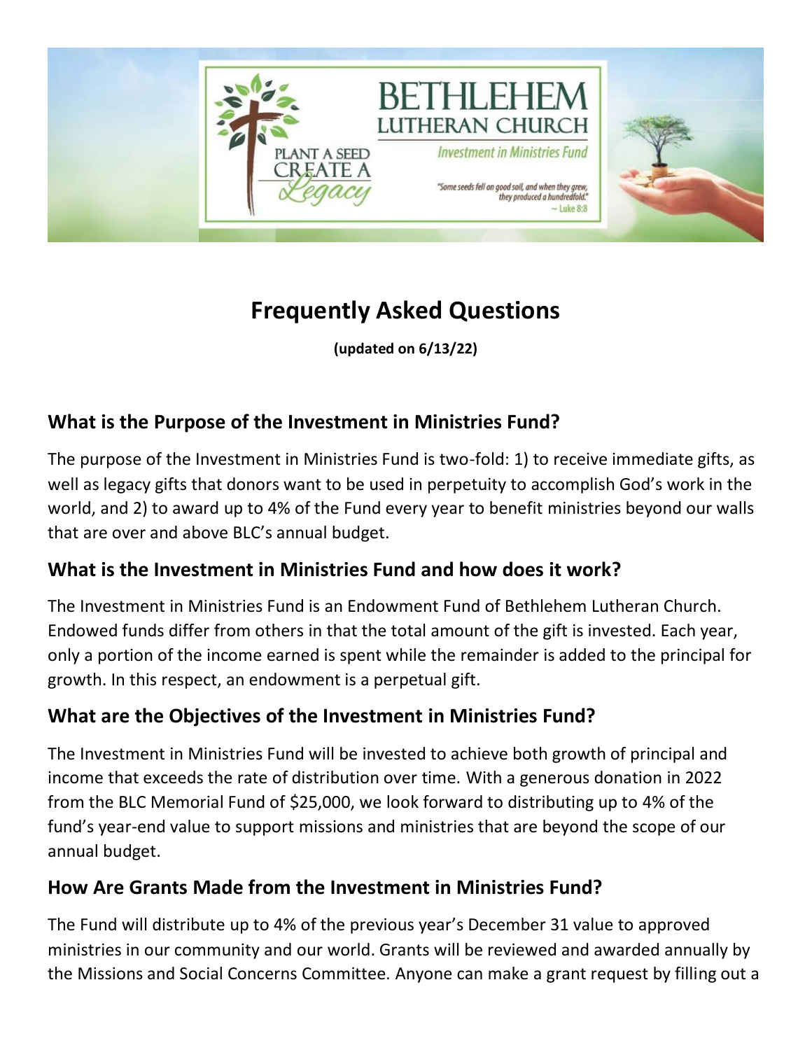# Frequently Asked Questions

**(updated on 6/13/22)**

## What is the Purpose of the Investment in Ministries Fund?

The purpose of the Investment in Ministries Fund is two-fold: 1) to receive immediate gifts, as well as legacy gifts that donors want to be used in perpetuity to accomplish God's work in the world, and 2) to award up to 4% of the Fund every year to benefit ministries beyond our walls that are over and above BLC's annual budget.

## What is the Investment in Ministries Fund and how does it work?

The Investment in Ministries Fund is an Endowment Fund of Bethlehem Lutheran Church. Endowed funds differ from others in that the total amount of the gift is invested. Each year, only a portion of the income earned is spent while the remainder is added to the principal for growth. In this respect, an endowment is a perpetual gift.

## What are the Objectives of the Investment in Ministries Fund?

The Investment in Ministries Fund will be invested to achieve both growth of principal and income that exceeds the rate of distribution over time. With a generous donation in 2022 from the BLC Memorial Fund of $25,000, we look forward to distributing up to 4% of the fund's year-end value to support missions and ministries that are beyond the scope of our annual budget.

## How Are Grants Made from the Investment in Ministries Fund?

The Fund will distribute up to 4% of the previous year's December 31 value to approved ministries in our community and our world. Grants will be reviewed and awarded annually by the Missions and Social Concerns Committee. Anyone can make a grant request by filling out a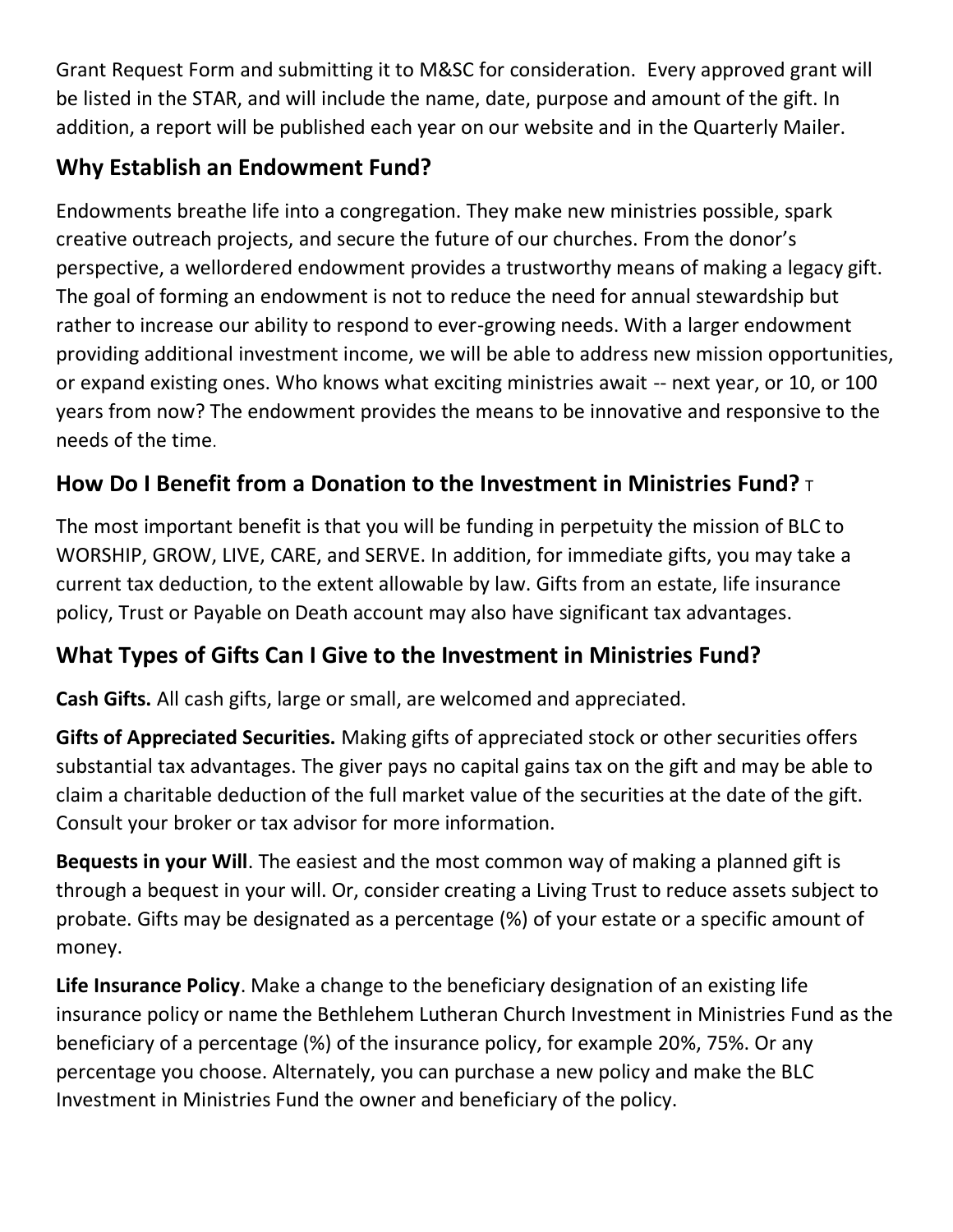Grant Request Form and submitting it to M&SC for consideration. Every approved grant will be listed in the STAR, and will include the name, date, purpose and amount of the gift. In addition, a report will be published each year on our website and in the Quarterly Mailer.

## Why Establish an Endowment Fund?

Endowments breathe life into a congregation. They make new ministries possible, spark creative outreach projects, and secure the future of our churches. From the donor's perspective, a wellordered endowment provides a trustworthy means of making a legacy gift. The goal of forming an endowment is not to reduce the need for annual stewardship but rather to increase our ability to respond to ever-growing needs. With a larger endowment providing additional investment income, we will be able to address new mission opportunities, or expand existing ones. Who knows what exciting ministries await -- next year, or 10, or 100 years from now? The endowment provides the means to be innovative and responsive to the needs of the time.

## How Do I Benefit from a Donation to the Investment in Ministries Fund? T

The most important benefit is that you will be funding in perpetuity the mission of BLC to WORSHIP, GROW, LIVE, CARE, and SERVE. In addition, for immediate gifts, you may take a current tax deduction, to the extent allowable by law. Gifts from an estate, life insurance policy, Trust or Payable on Death account may also have significant tax advantages.

## What Types of Gifts Can I Give to the Investment in Ministries Fund?

**Cash Gifts.** All cash gifts, large or small, are welcomed and appreciated.

**Gifts of Appreciated Securities.** Making gifts of appreciated stock or other securities offers substantial tax advantages. The giver pays no capital gains tax on the gift and may be able to claim a charitable deduction of the full market value of the securities at the date of the gift. Consult your broker or tax advisor for more information.

**Bequests in your Will**. The easiest and the most common way of making a planned gift is through a bequest in your will. Or, consider creating a Living Trust to reduce assets subject to probate. Gifts may be designated as a percentage (%) of your estate or a specific amount of money.

**Life Insurance Policy**. Make a change to the beneficiary designation of an existing life insurance policy or name the Bethlehem Lutheran Church Investment in Ministries Fund as the beneficiary of a percentage (%) of the insurance policy, for example 20%, 75%. Or any percentage you choose. Alternately, you can purchase a new policy and make the BLC Investment in Ministries Fund the owner and beneficiary of the policy.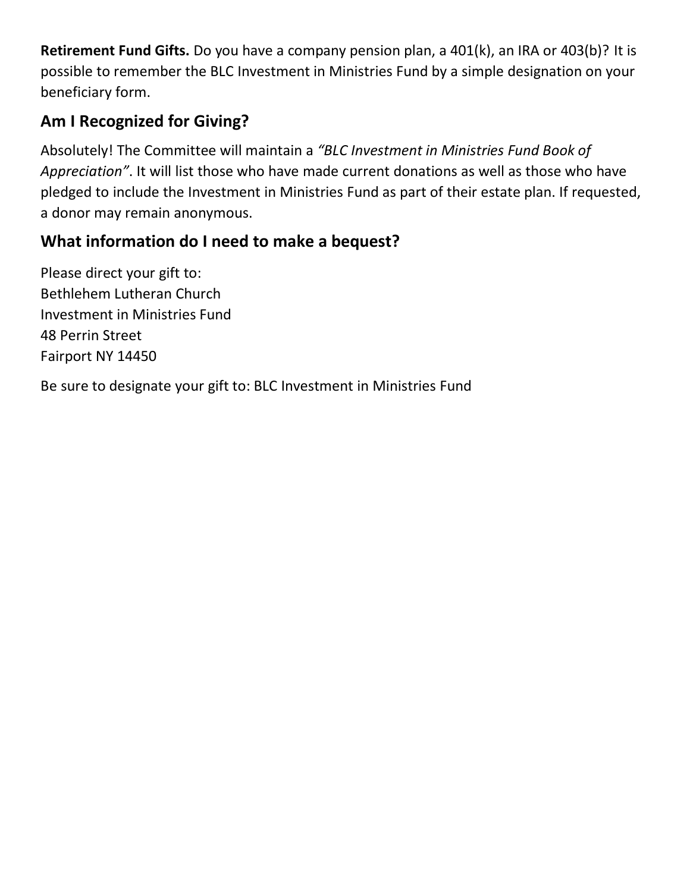**Retirement Fund Gifts.** Do you have a company pension plan, a 401(k), an IRA or 403(b)? It is possible to remember the BLC Investment in Ministries Fund by a simple designation on your beneficiary form.

## Am I Recognized for Giving?

Absolutely! The Committee will maintain a *"BLC Investment in Ministries Fund Book of Appreciation"*. It will list those who have made current donations as well as those who have pledged to include the Investment in Ministries Fund as part of their estate plan. If requested, a donor may remain anonymous.

## What information do I need to make a bequest?

Please direct your gift to:
Bethlehem Lutheran Church
Investment in Ministries Fund
48 Perrin Street
Fairport NY 14450

Be sure to designate your gift to: BLC Investment in Ministries Fund